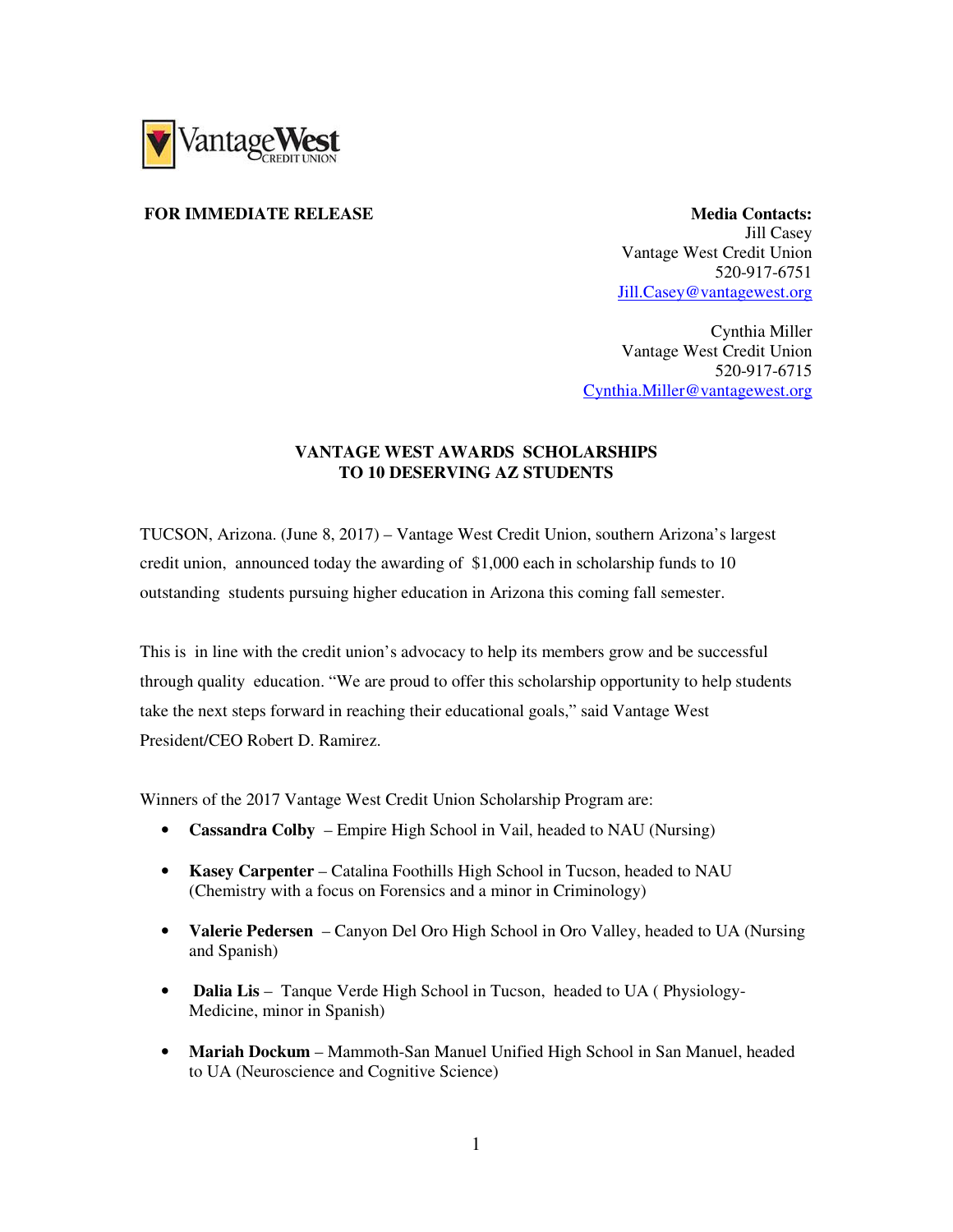Vantage West CREDIT UNION

**FOR IMMEDIATE RELEASE**

**Media Contacts:**
Jill Casey
Vantage West Credit Union
520-917-6751
Jill.Casey@vantagewest.org

Cynthia Miller
Vantage West Credit Union
520-917-6715
Cynthia.Miller@vantagewest.org

## VANTAGE WEST AWARDS SCHOLARSHIPS TO 10 DESERVING AZ STUDENTS

TUCSON, Arizona. (June 8, 2017) – Vantage West Credit Union, southern Arizona's largest credit union, announced today the awarding of $1,000 each in scholarship funds to 10 outstanding students pursuing higher education in Arizona this coming fall semester.

This is in line with the credit union's advocacy to help its members grow and be successful through quality education. "We are proud to offer this scholarship opportunity to help students take the next steps forward in reaching their educational goals," said Vantage West President/CEO Robert D. Ramirez.

Winners of the 2017 Vantage West Credit Union Scholarship Program are:

- **Cassandra Colby** – Empire High School in Vail, headed to NAU (Nursing)
- **Kasey Carpenter** – Catalina Foothills High School in Tucson, headed to NAU (Chemistry with a focus on Forensics and a minor in Criminology)
- **Valerie Pedersen** – Canyon Del Oro High School in Oro Valley, headed to UA (Nursing and Spanish)
- **Dalia Lis** – Tanque Verde High School in Tucson, headed to UA ( Physiology-Medicine, minor in Spanish)
- **Mariah Dockum** – Mammoth-San Manuel Unified High School in San Manuel, headed to UA (Neuroscience and Cognitive Science)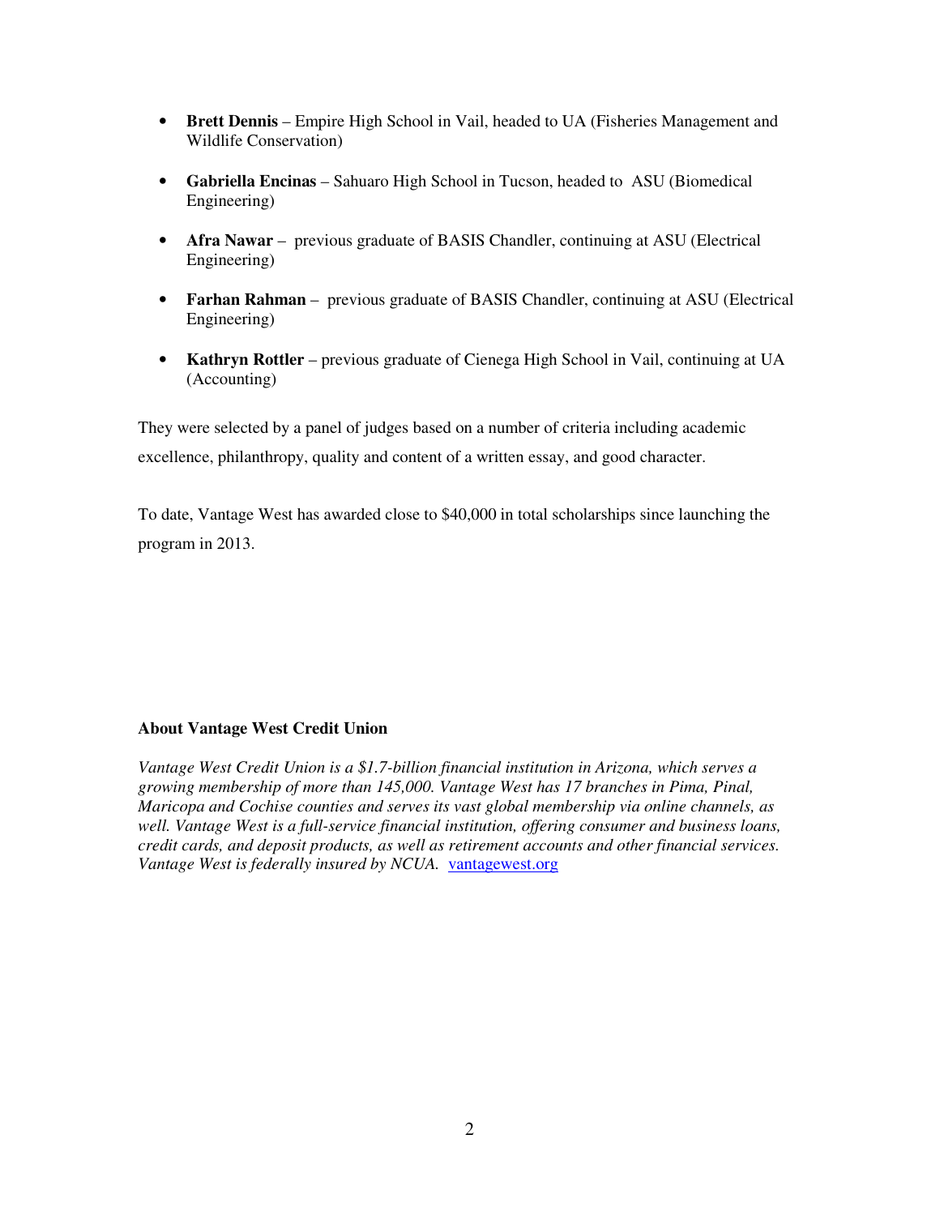- **Brett Dennis** – Empire High School in Vail, headed to UA (Fisheries Management and Wildlife Conservation)
- **Gabriella Encinas** – Sahuaro High School in Tucson, headed to ASU (Biomedical Engineering)
- **Afra Nawar** – previous graduate of BASIS Chandler, continuing at ASU (Electrical Engineering)
- **Farhan Rahman** – previous graduate of BASIS Chandler, continuing at ASU (Electrical Engineering)
- **Kathryn Rottler** – previous graduate of Cienega High School in Vail, continuing at UA (Accounting)

They were selected by a panel of judges based on a number of criteria including academic excellence, philanthropy, quality and content of a written essay, and good character.

To date, Vantage West has awarded close to $40,000 in total scholarships since launching the program in 2013.

**About Vantage West Credit Union**

*Vantage West Credit Union is a $1.7-billion financial institution in Arizona, which serves a growing membership of more than 145,000. Vantage West has 17 branches in Pima, Pinal, Maricopa and Cochise counties and serves its vast global membership via online channels, as well. Vantage West is a full-service financial institution, offering consumer and business loans, credit cards, and deposit products, as well as retirement accounts and other financial services. Vantage West is federally insured by NCUA.* [vantagewest.org](vantagewest.org)